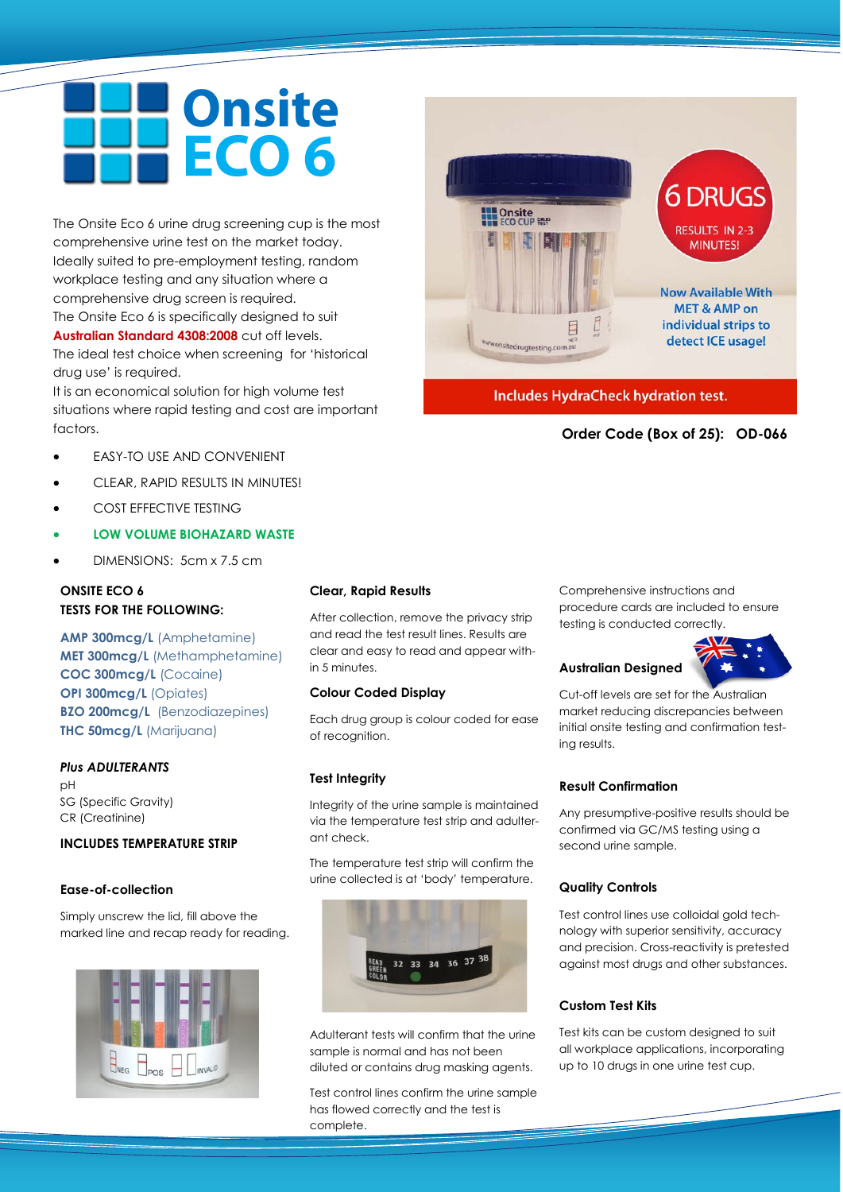# Onsite ECO 6

The Onsite Eco 6 urine drug screening cup is the most comprehensive urine test on the market today. Ideally suited to pre-employment testing, random workplace testing and any situation where a comprehensive drug screen is required.
The Onsite Eco 6 is specifically designed to suit **Australian Standard 4308:2008** cut off levels.
The ideal test choice when screening for 'historical drug use' is required.
It is an economical solution for high volume test situations where rapid testing and cost are important factors.

6 DRUGS
RESULTS IN 2-3 MINUTES!

Now Available With MET & AMP on individual strips to detect ICE usage!

Includes HydraCheck hydration test.

**Order Code (Box of 25): OD-066**

- EASY-TO USE AND CONVENIENT
- CLEAR, RAPID RESULTS IN MINUTES!
- COST EFFECTIVE TESTING
- **LOW VOLUME BIOHAZARD WASTE**
- DIMENSIONS: 5cm x 7.5 cm

**ONSITE ECO 6**
**TESTS FOR THE FOLLOWING:**

**AMP 300mcg/L** (Amphetamine)
**MET 300mcg/L** (Methamphetamine)
**COC 300mcg/L** (Cocaine)
**OPI 300mcg/L** (Opiates)
**BZO 200mcg/L** (Benzodiazepines)
**THC 50mcg/L** (Marijuana)

***Plus ADULTERANTS***
pH
SG (Specific Gravity)
CR (Creatinine)

**INCLUDES TEMPERATURE STRIP**

### Ease-of-collection

Simply unscrew the lid, fill above the marked line and recap ready for reading.

### Clear, Rapid Results

After collection, remove the privacy strip and read the test result lines. Results are clear and easy to read and appear within 5 minutes.

### Colour Coded Display

Each drug group is colour coded for ease of recognition.

### Test Integrity

Integrity of the urine sample is maintained via the temperature test strip and adulterant check.

The temperature test strip will confirm the urine collected is at 'body' temperature.

Adulterant tests will confirm that the urine sample is normal and has not been diluted or contains drug masking agents.

Test control lines confirm the urine sample has flowed correctly and the test is complete.

Comprehensive instructions and procedure cards are included to ensure testing is conducted correctly.

### Australian Designed

Cut-off levels are set for the Australian market reducing discrepancies between initial onsite testing and confirmation testing results.

### Result Confirmation

Any presumptive-positive results should be confirmed via GC/MS testing using a second urine sample.

### Quality Controls

Test control lines use colloidal gold technology with superior sensitivity, accuracy and precision. Cross-reactivity is pretested against most drugs and other substances.

### Custom Test Kits

Test kits can be custom designed to suit all workplace applications, incorporating up to 10 drugs in one urine test cup.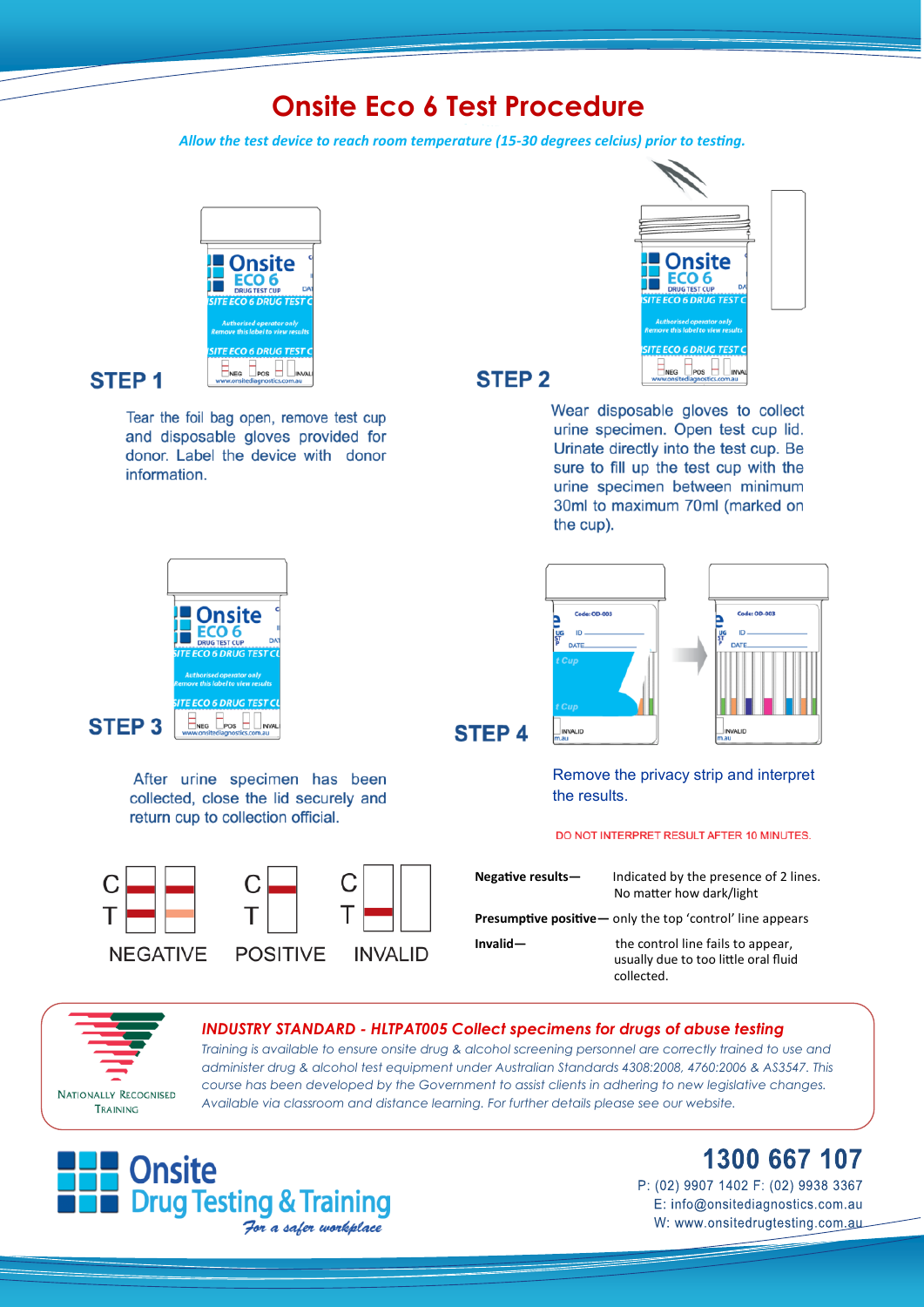# Onsite Eco 6 Test Procedure

*Allow the test device to reach room temperature (15-30 degrees celcius) prior to testing.*

## STEP 1

Tear the foil bag open, remove test cup and disposable gloves provided for donor. Label the device with donor information.

## STEP 2

Wear disposable gloves to collect urine specimen. Open test cup lid. Urinate directly into the test cup. Be sure to fill up the test cup with the urine specimen between minimum 30ml to maximum 70ml (marked on the cup).

## STEP 3

After urine specimen has been collected, close the lid securely and return cup to collection official.

## STEP 4

Remove the privacy strip and interpret the results.

DO NOT INTERPRET RESULT AFTER 10 MINUTES.

NEGATIVE

POSITIVE

INVALID

**Negative results—** Indicated by the presence of 2 lines. No matter how dark/light

**Presumptive positive—** only the top 'control' line appears

**Invalid—** the control line fails to appear, usually due to too little oral fluid collected.

### *INDUSTRY STANDARD - HLTPAT005 Collect specimens for drugs of abuse testing*

NATIONALLY RECOGNISED TRAINING

*Training is available to ensure onsite drug & alcohol screening personnel are correctly trained to use and administer drug & alcohol test equipment under Australian Standards 4308:2008, 4760:2006 & AS3547. This course has been developed by the Government to assist clients in adhering to new legislative changes. Available via classroom and distance learning. For further details please see our website.*

**Onsite Drug Testing & Training**
*For a safer workplace*

**1300 667 107**
P: (02) 9907 1402 F: (02) 9938 3367
E: info@onsitediagnostics.com.au
W: www.onsitedrugtesting.com.au